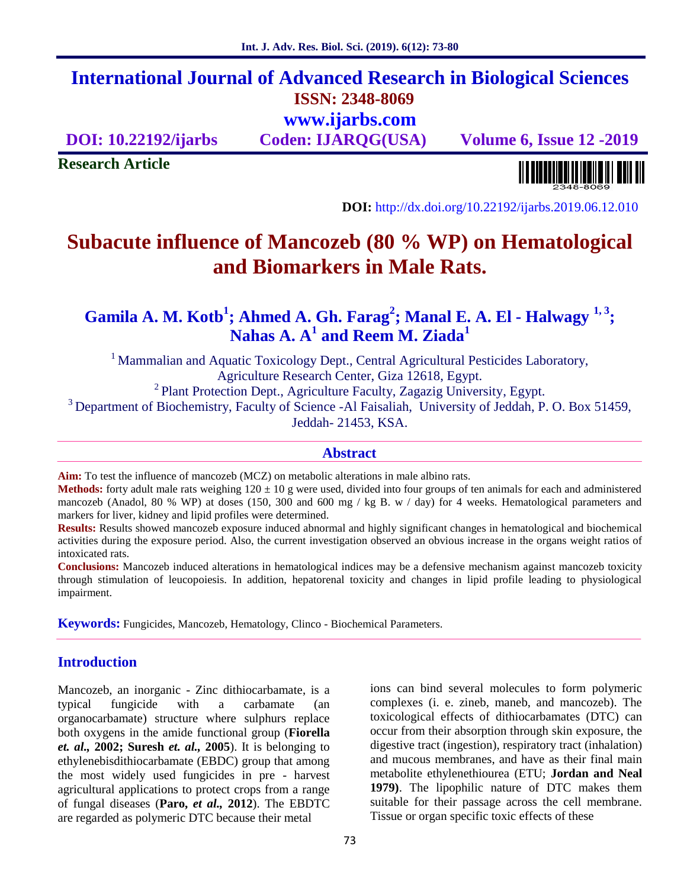# International Journal of Advanced Research in Biological Sciences

**ISSN: 2348-8069**

**www.ijarbs.com**

**DOI: 10.22192/ijarbs** **Coden: IJARQG(USA)** **Volume 6, Issue 12 -2019**

**Research Article**

**DOI:** http://dx.doi.org/10.22192/ijarbs.2019.06.12.010

# Subacute influence of Mancozeb (80 % WP) on Hematological and Biomarkers in Male Rats.

**Gamila A. M. Kotb[1]; Ahmed A. Gh. Farag[2]; Manal E. A. El - Halwagy [1, 3]; Nahas A. A[1] and Reem M. Ziada[1]**

[1] Mammalian and Aquatic Toxicology Dept., Central Agricultural Pesticides Laboratory, Agriculture Research Center, Giza 12618, Egypt.

[2] Plant Protection Dept., Agriculture Faculty, Zagazig University, Egypt.

[3] Department of Biochemistry, Faculty of Science -Al Faisaliah, University of Jeddah, P. O. Box 51459, Jeddah- 21453, KSA.

## Abstract

**Aim:** To test the influence of mancozeb (MCZ) on metabolic alterations in male albino rats.

**Methods:** forty adult male rats weighing 120 ± 10 g were used, divided into four groups of ten animals for each and administered mancozeb (Anadol, 80 % WP) at doses (150, 300 and 600 mg / kg B. w / day) for 4 weeks. Hematological parameters and markers for liver, kidney and lipid profiles were determined.

**Results:** Results showed mancozeb exposure induced abnormal and highly significant changes in hematological and biochemical activities during the exposure period. Also, the current investigation observed an obvious increase in the organs weight ratios of intoxicated rats.

**Conclusions:** Mancozeb induced alterations in hematological indices may be a defensive mechanism against mancozeb toxicity through stimulation of leucopoiesis. In addition, hepatorenal toxicity and changes in lipid profile leading to physiological impairment.

**Keywords:** Fungicides, Mancozeb, Hematology, Clinco - Biochemical Parameters.

## Introduction

Mancozeb, an inorganic - Zinc dithiocarbamate, is a typical fungicide with a carbamate (an organocarbamate) structure where sulphurs replace both oxygens in the amide functional group (**Fiorella *et. al.,* 2002; Suresh *et. al.,* 2005**). It is belonging to ethylenebisdithiocarbamate (EBDC) group that among the most widely used fungicides in pre - harvest agricultural applications to protect crops from a range of fungal diseases (**Paro, *et al.,* 2012**). The EBDTC are regarded as polymeric DTC because their metal ions can bind several molecules to form polymeric complexes (i. e. zineb, maneb, and mancozeb). The toxicological effects of dithiocarbamates (DTC) can occur from their absorption through skin exposure, the digestive tract (ingestion), respiratory tract (inhalation) and mucous membranes, and have as their final main metabolite ethylenethiourea (ETU; **Jordan and Neal 1979**). The lipophilic nature of DTC makes them suitable for their passage across the cell membrane. Tissue or organ specific toxic effects of these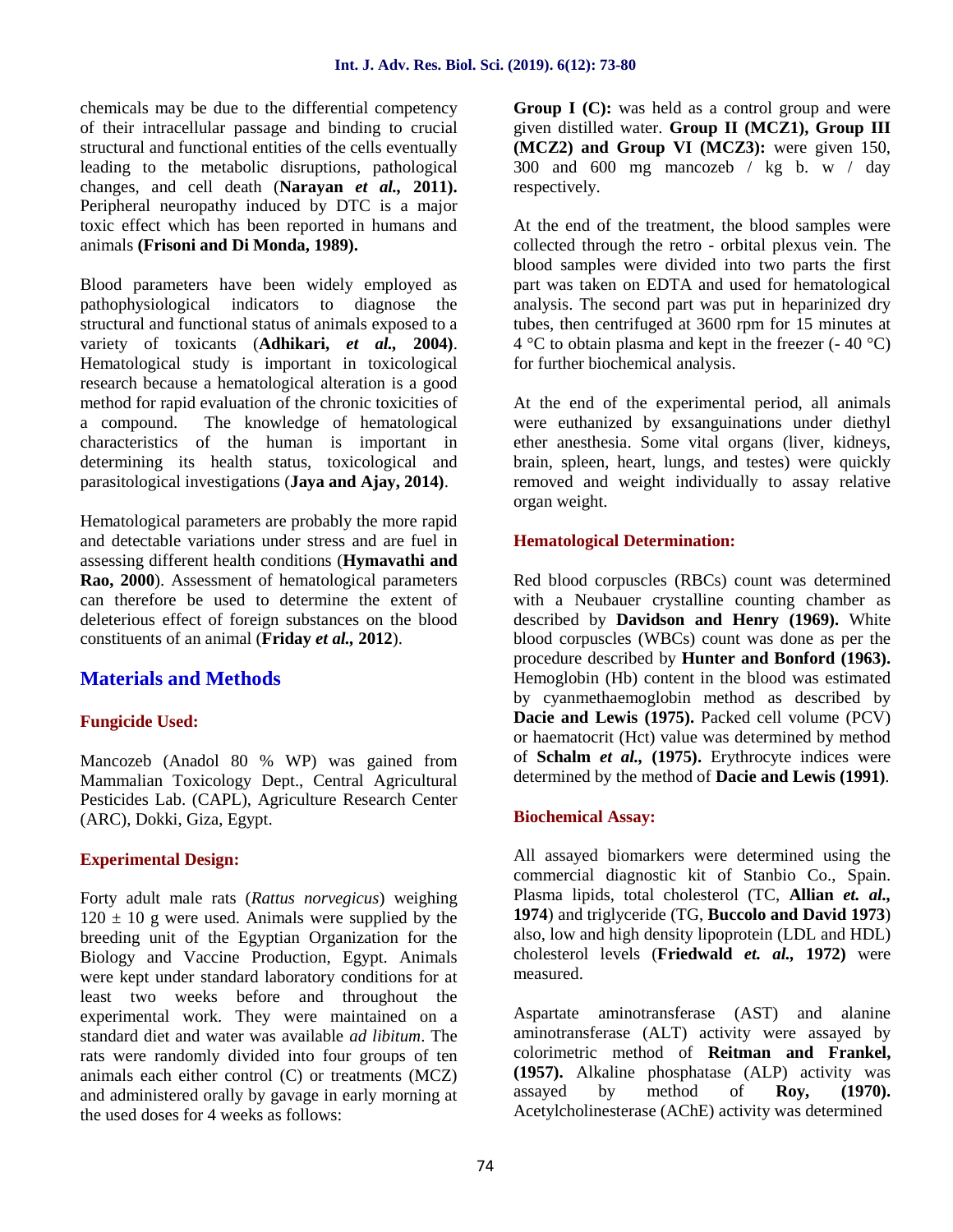chemicals may be due to the differential competency of their intracellular passage and binding to crucial structural and functional entities of the cells eventually leading to the metabolic disruptions, pathological changes, and cell death (**Narayan *et al.*, 2011).** Peripheral neuropathy induced by DTC is a major toxic effect which has been reported in humans and animals **(Frisoni and Di Monda, 1989).**

Blood parameters have been widely employed as pathophysiological indicators to diagnose the structural and functional status of animals exposed to a variety of toxicants (**Adhikari, *et al.*, 2004**). Hematological study is important in toxicological research because a hematological alteration is a good method for rapid evaluation of the chronic toxicities of a compound. The knowledge of hematological characteristics of the human is important in determining its health status, toxicological and parasitological investigations (**Jaya and Ajay, 2014)**.

Hematological parameters are probably the more rapid and detectable variations under stress and are fuel in assessing different health conditions (**Hymavathi and Rao, 2000**). Assessment of hematological parameters can therefore be used to determine the extent of deleterious effect of foreign substances on the blood constituents of an animal (**Friday *et al.*, 2012**).

## Materials and Methods

### Fungicide Used:

Mancozeb (Anadol 80 % WP) was gained from Mammalian Toxicology Dept., Central Agricultural Pesticides Lab. (CAPL), Agriculture Research Center (ARC), Dokki, Giza, Egypt.

### Experimental Design:

Forty adult male rats (*Rattus norvegicus*) weighing 120 ± 10 g were used. Animals were supplied by the breeding unit of the Egyptian Organization for the Biology and Vaccine Production, Egypt. Animals were kept under standard laboratory conditions for at least two weeks before and throughout the experimental work. They were maintained on a standard diet and water was available *ad libitum*. The rats were randomly divided into four groups of ten animals each either control (C) or treatments (MCZ) and administered orally by gavage in early morning at the used doses for 4 weeks as follows:

**Group I (C):** was held as a control group and were given distilled water. **Group II (MCZ1), Group III (MCZ2) and Group VI (MCZ3):** were given 150, 300 and 600 mg mancozeb / kg b. w / day respectively.

At the end of the treatment, the blood samples were collected through the retro - orbital plexus vein. The blood samples were divided into two parts the first part was taken on EDTA and used for hematological analysis. The second part was put in heparinized dry tubes, then centrifuged at 3600 rpm for 15 minutes at 4 °C to obtain plasma and kept in the freezer (- 40 °C) for further biochemical analysis.

At the end of the experimental period, all animals were euthanized by exsanguinations under diethyl ether anesthesia. Some vital organs (liver, kidneys, brain, spleen, heart, lungs, and testes) were quickly removed and weight individually to assay relative organ weight.

### Hematological Determination:

Red blood corpuscles (RBCs) count was determined with a Neubauer crystalline counting chamber as described by **Davidson and Henry (1969).** White blood corpuscles (WBCs) count was done as per the procedure described by **Hunter and Bonford (1963).** Hemoglobin (Hb) content in the blood was estimated by cyanmethaemoglobin method as described by **Dacie and Lewis (1975).** Packed cell volume (PCV) or haematocrit (Hct) value was determined by method of **Schalm *et al.*, (1975).** Erythrocyte indices were determined by the method of **Dacie and Lewis (1991)**.

### Biochemical Assay:

All assayed biomarkers were determined using the commercial diagnostic kit of Stanbio Co., Spain. Plasma lipids, total cholesterol (TC, **Allian *et. al.*, 1974**) and triglyceride (TG, **Buccolo and David 1973**) also, low and high density lipoprotein (LDL and HDL) cholesterol levels (**Friedwald *et. al.*, 1972)** were measured.

Aspartate aminotransferase (AST) and alanine aminotransferase (ALT) activity were assayed by colorimetric method of **Reitman and Frankel, (1957).** Alkaline phosphatase (ALP) activity was assayed by method of **Roy, (1970).** Acetylcholinesterase (AChE) activity was determined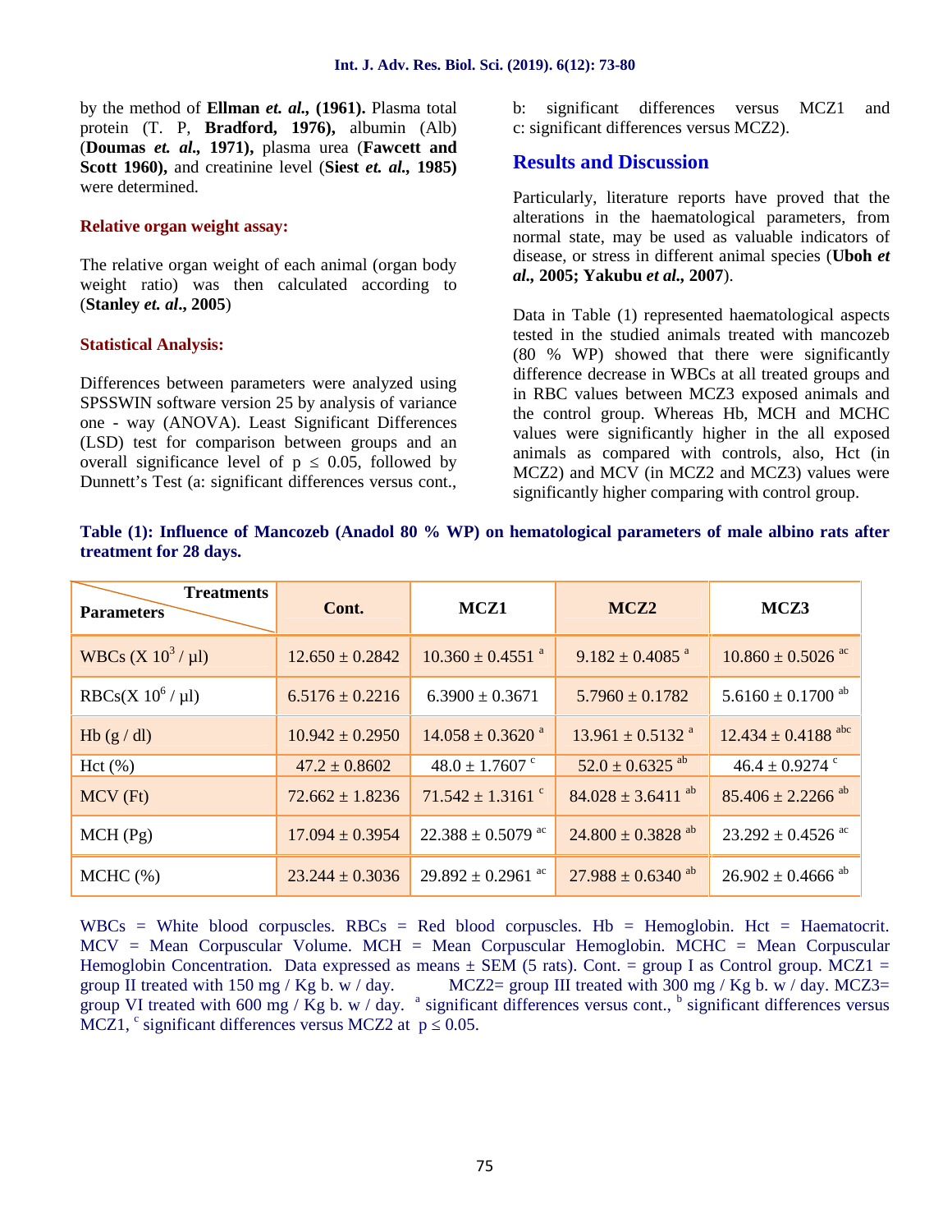by the method of **Ellman *et. al.*, (1961).** Plasma total protein (T. P, **Bradford, 1976),** albumin (Alb) (**Doumas *et. al.*, 1971),** plasma urea (**Fawcett and Scott 1960),** and creatinine level (**Siest *et. al.*, 1985)** were determined.

### Relative organ weight assay:

The relative organ weight of each animal (organ body weight ratio) was then calculated according to (**Stanley *et. al.*, 2005**)

### Statistical Analysis:

Differences between parameters were analyzed using SPSSWIN software version 25 by analysis of variance one - way (ANOVA). Least Significant Differences (LSD) test for comparison between groups and an overall significance level of $p \leq 0.05$, followed by Dunnett's Test (a: significant differences versus cont., b: significant differences versus MCZ1 and c: significant differences versus MCZ2).

## Results and Discussion

Particularly, literature reports have proved that the alterations in the haematological parameters, from normal state, may be used as valuable indicators of disease, or stress in different animal species (**Uboh *et al.*, 2005; Yakubu *et al.*, 2007**).

Data in Table (1) represented haematological aspects tested in the studied animals treated with mancozeb (80 % WP) showed that there were significantly difference decrease in WBCs at all treated groups and in RBC values between MCZ3 exposed animals and the control group. Whereas Hb, MCH and MCHC values were significantly higher in the all exposed animals as compared with controls, also, Hct (in MCZ2) and MCV (in MCZ2 and MCZ3) values were significantly higher comparing with control group.

**Table (1): Influence of Mancozeb (Anadol 80 % WP) on hematological parameters of male albino rats after treatment for 28 days.**

| Parameters \ Treatments | Cont. | MCZ1 | MCZ2 | MCZ3 |
|---|---|---|---|---|
| WBCs ($X\ 10^3 / \mu l$) | 12.650 ± 0.2842 | 10.360 ± 0.4551 [a] | 9.182 ± 0.4085 [a] | 10.860 ± 0.5026 [ac] |
| RBCs($X\ 10^6 / \mu l$) | 6.5176 ± 0.2216 | 6.3900 ± 0.3671 | 5.7960 ± 0.1782 | 5.6160 ± 0.1700 [ab] |
| Hb (g / dl) | 10.942 ± 0.2950 | 14.058 ± 0.3620 [a] | 13.961 ± 0.5132 [a] | 12.434 ± 0.4188 [abc] |
| Hct (%) | 47.2 ± 0.8602 | 48.0 ± 1.7607 [c] | 52.0 ± 0.6325 [ab] | 46.4 ± 0.9274 [c] |
| MCV (Ft) | 72.662 ± 1.8236 | 71.542 ± 1.3161 [c] | 84.028 ± 3.6411 [ab] | 85.406 ± 2.2266 [ab] |
| MCH (Pg) | 17.094 ± 0.3954 | 22.388 ± 0.5079 [ac] | 24.800 ± 0.3828 [ab] | 23.292 ± 0.4526 [ac] |
| MCHC (%) | 23.244 ± 0.3036 | 29.892 ± 0.2961 [ac] | 27.988 ± 0.6340 [ab] | 26.902 ± 0.4666 [ab] |

WBCs = White blood corpuscles. RBCs = Red blood corpuscles. Hb = Hemoglobin. Hct = Haematocrit. MCV = Mean Corpuscular Volume. MCH = Mean Corpuscular Hemoglobin. MCHC = Mean Corpuscular Hemoglobin Concentration. Data expressed as means ± SEM (5 rats). Cont. = group I as Control group. MCZ1 = group II treated with 150 mg / Kg b. w / day. MCZ2= group III treated with 300 mg / Kg b. w / day. MCZ3= group VI treated with 600 mg / Kg b. w / day. [a] significant differences versus cont., [b] significant differences versus MCZ1, [c] significant differences versus MCZ2 at $p \leq 0.05$.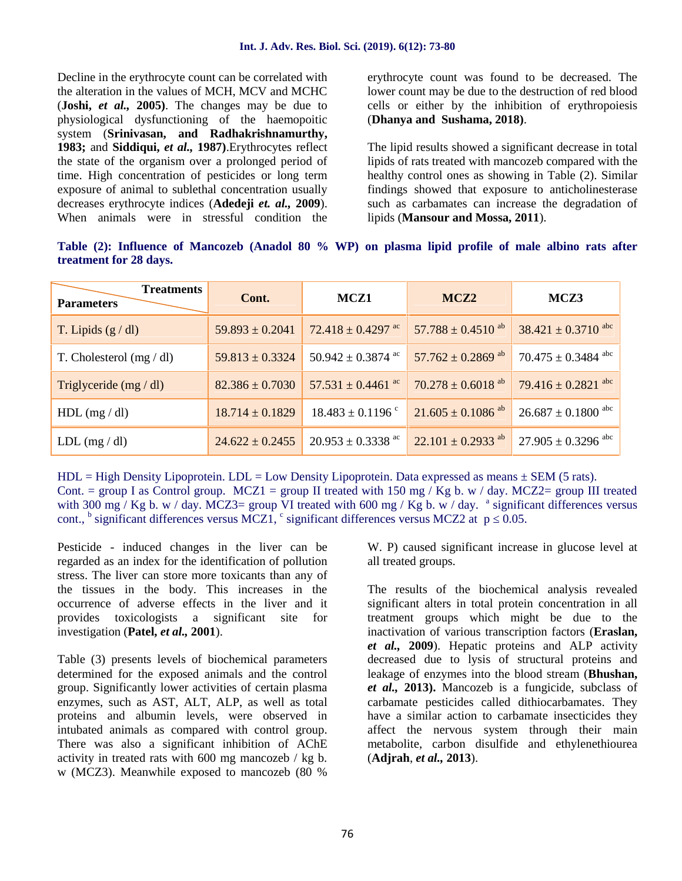Decline in the erythrocyte count can be correlated with the alteration in the values of MCH, MCV and MCHC (**Joshi, *et al.*, 2005**). The changes may be due to physiological dysfunctioning of the haemopoitic system (**Srinivasan, and Radhakrishnamurthy, 1983;** and **Siddiqui, *et al.*, 1987**).Erythrocytes reflect the state of the organism over a prolonged period of time. High concentration of pesticides or long term exposure of animal to sublethal concentration usually decreases erythrocyte indices (**Adedeji *et. al.*, 2009**). When animals were in stressful condition the erythrocyte count was found to be decreased. The lower count may be due to the destruction of red blood cells or either by the inhibition of erythropoiesis (**Dhanya and Sushama, 2018)**.

The lipid results showed a significant decrease in total lipids of rats treated with mancozeb compared with the healthy control ones as showing in Table (2). Similar findings showed that exposure to anticholinesterase such as carbamates can increase the degradation of lipids (**Mansour and Mossa, 2011**).

**Table (2): Influence of Mancozeb (Anadol 80 % WP) on plasma lipid profile of male albino rats after treatment for 28 days.**

| Parameters / Treatments | Cont. | MCZ1 | MCZ2 | MCZ3 |
|---|---|---|---|---|
| T. Lipids (g / dl) | 59.893 ± 0.2041 | 72.418 ± 0.4297 [ac] | 57.788 ± 0.4510 [ab] | 38.421 ± 0.3710 [abc] |
| T. Cholesterol (mg / dl) | 59.813 ± 0.3324 | 50.942 ± 0.3874 [ac] | 57.762 ± 0.2869 [ab] | 70.475 ± 0.3484 [abc] |
| Triglyceride (mg / dl) | 82.386 ± 0.7030 | 57.531 ± 0.4461 [ac] | 70.278 ± 0.6018 [ab] | 79.416 ± 0.2821 [abc] |
| HDL (mg / dl) | 18.714 ± 0.1829 | 18.483 ± 0.1196 [c] | 21.605 ± 0.1086 [ab] | 26.687 ± 0.1800 [abc] |
| LDL (mg / dl) | 24.622 ± 0.2455 | 20.953 ± 0.3338 [ac] | 22.101 ± 0.2933 [ab] | 27.905 ± 0.3296 [abc] |

HDL = High Density Lipoprotein. LDL = Low Density Lipoprotein. Data expressed as means ± SEM (5 rats). Cont. = group I as Control group. MCZ1 = group II treated with 150 mg / Kg b. w / day. MCZ2= group III treated with 300 mg / Kg b. w / day. MCZ3= group VI treated with 600 mg / Kg b. w / day. [a] significant differences versus cont., [b] significant differences versus MCZ1, [c] significant differences versus MCZ2 at $p \leq 0.05$.

Pesticide - induced changes in the liver can be regarded as an index for the identification of pollution stress. The liver can store more toxicants than any of the tissues in the body. This increases in the occurrence of adverse effects in the liver and it provides toxicologists a significant site for investigation (**Patel, *et al.*, 2001**).

Table (3) presents levels of biochemical parameters determined for the exposed animals and the control group. Significantly lower activities of certain plasma enzymes, such as AST, ALT, ALP, as well as total proteins and albumin levels, were observed in intubated animals as compared with control group. There was also a significant inhibition of AChE activity in treated rats with 600 mg mancozeb / kg b. w (MCZ3). Meanwhile exposed to mancozeb (80 % W. P) caused significant increase in glucose level at all treated groups.

The results of the biochemical analysis revealed significant alters in total protein concentration in all treatment groups which might be due to the inactivation of various transcription factors (**Eraslan, *et al.*, 2009**). Hepatic proteins and ALP activity decreased due to lysis of structural proteins and leakage of enzymes into the blood stream (**Bhushan, *et al.*, 2013).** Mancozeb is a fungicide, subclass of carbamate pesticides called dithiocarbamates. They have a similar action to carbamate insecticides they affect the nervous system through their main metabolite, carbon disulfide and ethylenethiourea (**Adjrah**, ***et al.*, 2013**).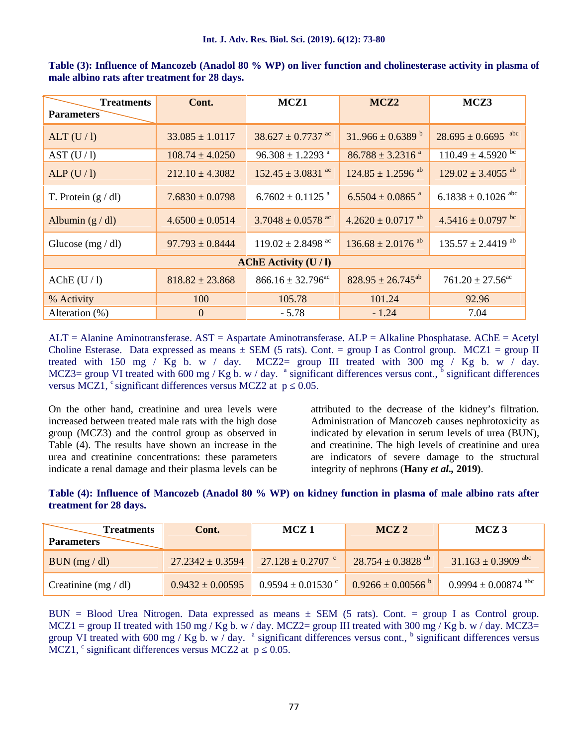**Table (3): Influence of Mancozeb (Anadol 80 % WP) on liver function and cholinesterase activity in plasma of male albino rats after treatment for 28 days.**

| Treatments / Parameters | Cont. | MCZ1 | MCZ2 | MCZ3 |
|---|---|---|---|---|
| ALT (U / l) | 33.085 ± 1.0117 | 38.627 ± 0.7737 [ac] | 31..966 ± 0.6389 [b] | 28.695 ± 0.6695 [abc] |
| AST (U / l) | 108.74 ± 4.0250 | 96.308 ± 1.2293 [a] | 86.788 ± 3.2316 [a] | 110.49 ± 4.5920 [bc] |
| ALP (U / l) | 212.10 ± 4.3082 | 152.45 ± 3.0831 [ac] | 124.85 ± 1.2596 [ab] | 129.02 ± 3.4055 [ab] |
| T. Protein (g / dl) | 7.6830 ± 0.0798 | 6.7602 ± 0.1125 [a] | 6.5504 ± 0.0865 [a] | 6.1838 ± 0.1026 [abc] |
| Albumin (g / dl) | 4.6500 ± 0.0514 | 3.7048 ± 0.0578 [ac] | 4.2620 ± 0.0717 [ab] | 4.5416 ± 0.0797 [bc] |
| Glucose (mg / dl) | 97.793 ± 0.8444 | 119.02 ± 2.8498 [ac] | 136.68 ± 2.0176 [ab] | 135.57 ± 2.4419 [ab] |
| **AChE Activity (U / l)** | | | | |
| AChE (U / l) | 818.82 ± 23.868 | 866.16 ± 32.796[ac] | 828.95 ± 26.745[ab] | 761.20 ± 27.56[ac] |
| % Activity | 100 | 105.78 | 101.24 | 92.96 |
| Alteration (%) | 0 | - 5.78 | - 1.24 | 7.04 |

ALT = Alanine Aminotransferase. AST = Aspartate Aminotransferase. ALP = Alkaline Phosphatase. AChE = Acetyl Choline Esterase. Data expressed as means ± SEM (5 rats). Cont. = group I as Control group. MCZ1 = group II treated with 150 mg / Kg b. w / day. MCZ2= group III treated with 300 mg / Kg b. w / day. MCZ3= group VI treated with 600 mg / Kg b. w / day. [a] significant differences versus cont., [b] significant differences versus MCZ1, [c] significant differences versus MCZ2 at $p \leq 0.05$.

On the other hand, creatinine and urea levels were increased between treated male rats with the high dose group (MCZ3) and the control group as observed in Table (4). The results have shown an increase in the urea and creatinine concentrations: these parameters indicate a renal damage and their plasma levels can be attributed to the decrease of the kidney's filtration. Administration of Mancozeb causes nephrotoxicity as indicated by elevation in serum levels of urea (BUN), and creatinine. The high levels of creatinine and urea are indicators of severe damage to the structural integrity of nephrons (**Hany *et al.*, 2019**).

**Table (4): Influence of Mancozeb (Anadol 80 % WP) on kidney function in plasma of male albino rats after treatment for 28 days.**

| Treatments / Parameters | Cont. | MCZ 1 | MCZ 2 | MCZ 3 |
|---|---|---|---|---|
| BUN (mg / dl) | 27.2342 ± 0.3594 | 27.128 ± 0.2707 [c] | 28.754 ± 0.3828 [ab] | 31.163 ± 0.3909 [abc] |
| Creatinine (mg / dl) | 0.9432 ± 0.00595 | 0.9594 ± 0.01530 [c] | 0.9266 ± 0.00566 [b] | 0.9994 ± 0.00874 [abc] |

BUN = Blood Urea Nitrogen. Data expressed as means ± SEM (5 rats). Cont. = group I as Control group. MCZ1 = group II treated with 150 mg / Kg b. w / day. MCZ2= group III treated with 300 mg / Kg b. w / day. MCZ3= group VI treated with 600 mg / Kg b. w / day. [a] significant differences versus cont., [b] significant differences versus MCZ1, [c] significant differences versus MCZ2 at $p \leq 0.05$.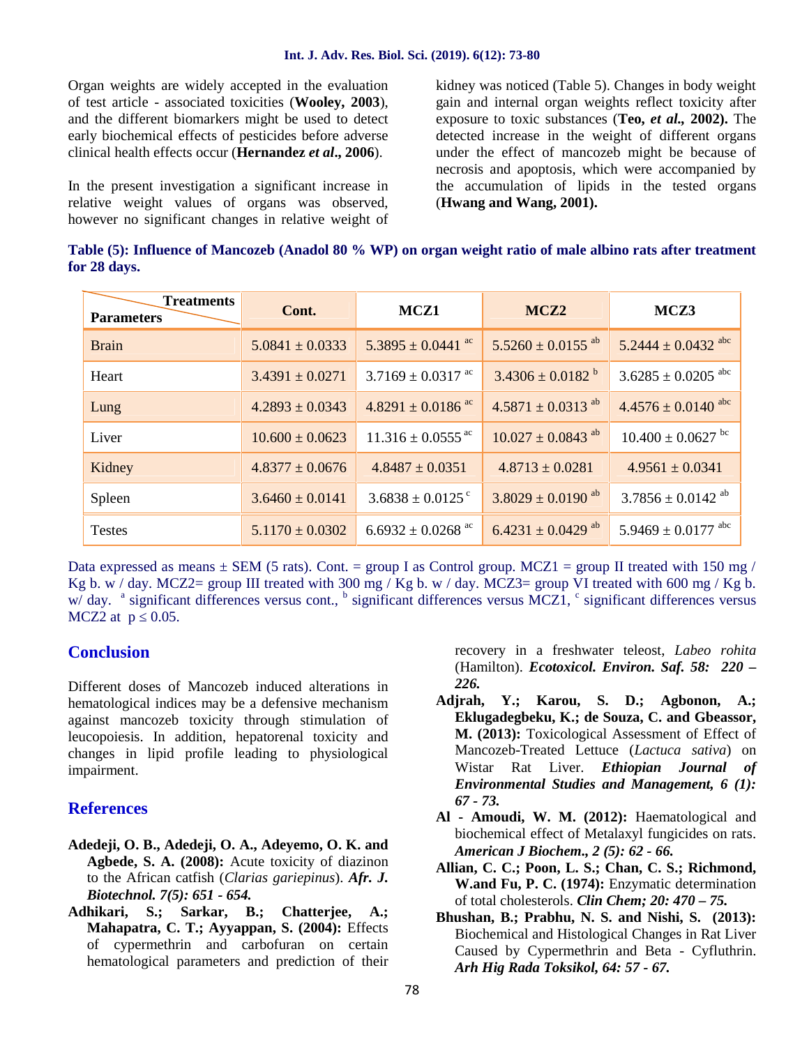Organ weights are widely accepted in the evaluation of test article - associated toxicities (**Wooley, 2003**), and the different biomarkers might be used to detect early biochemical effects of pesticides before adverse clinical health effects occur (**Hernandez *et al*., 2006**).

In the present investigation a significant increase in relative weight values of organs was observed, however no significant changes in relative weight of kidney was noticed (Table 5). Changes in body weight gain and internal organ weights reflect toxicity after exposure to toxic substances (**Teo, *et al.,* 2002).** The detected increase in the weight of different organs under the effect of mancozeb might be because of necrosis and apoptosis, which were accompanied by the accumulation of lipids in the tested organs (**Hwang and Wang, 2001).**

**Table (5): Influence of Mancozeb (Anadol 80 % WP) on organ weight ratio of male albino rats after treatment for 28 days.**

| Parameters \ Treatments | Cont. | MCZ1 | MCZ2 | MCZ3 |
|---|---|---|---|---|
| Brain | 5.0841 ± 0.0333 | 5.3895 ± 0.0441 [ac] | 5.5260 ± 0.0155 [ab] | 5.2444 ± 0.0432 [abc] |
| Heart | 3.4391 ± 0.0271 | 3.7169 ± 0.0317 [ac] | 3.4306 ± 0.0182 [b] | 3.6285 ± 0.0205 [abc] |
| Lung | 4.2893 ± 0.0343 | 4.8291 ± 0.0186 [ac] | 4.5871 ± 0.0313 [ab] | 4.4576 ± 0.0140 [abc] |
| Liver | 10.600 ± 0.0623 | 11.316 ± 0.0555 [ac] | 10.027 ± 0.0843 [ab] | 10.400 ± 0.0627 [bc] |
| Kidney | 4.8377 ± 0.0676 | 4.8487 ± 0.0351 | 4.8713 ± 0.0281 | 4.9561 ± 0.0341 |
| Spleen | 3.6460 ± 0.0141 | 3.6838 ± 0.0125 [c] | 3.8029 ± 0.0190 [ab] | 3.7856 ± 0.0142 [ab] |
| Testes | 5.1170 ± 0.0302 | 6.6932 ± 0.0268 [ac] | 6.4231 ± 0.0429 [ab] | 5.9469 ± 0.0177 [abc] |

Data expressed as means ± SEM (5 rats). Cont. = group I as Control group. MCZ1 = group II treated with 150 mg / Kg b. w / day. MCZ2= group III treated with 300 mg / Kg b. w / day. MCZ3= group VI treated with 600 mg / Kg b. w/ day. [a] significant differences versus cont., [b] significant differences versus MCZ1, [c] significant differences versus MCZ2 at $p \leq 0.05$.

## Conclusion

Different doses of Mancozeb induced alterations in hematological indices may be a defensive mechanism against mancozeb toxicity through stimulation of leucopoiesis. In addition, hepatorenal toxicity and changes in lipid profile leading to physiological impairment.

## References

**Adedeji, O. B., Adedeji, O. A., Adeyemo, O. K. and Agbede, S. A. (2008):** Acute toxicity of diazinon to the African catfish (*Clarias gariepinus*). ***Afr. J. Biotechnol. 7(5): 651 - 654.***

**Adhikari, S.; Sarkar, B.; Chatterjee, A.; Mahapatra, C. T.; Ayyappan, S. (2004):** Effects of cypermethrin and carbofuran on certain hematological parameters and prediction of their recovery in a freshwater teleost, *Labeo rohita* (Hamilton). ***Ecotoxicol. Environ. Saf. 58: 220 – 226.***

**Adjrah, Y.; Karou, S. D.; Agbonon, A.; Eklugadegbeku, K.; de Souza, C. and Gbeassor, M. (2013):** Toxicological Assessment of Effect of Mancozeb-Treated Lettuce (*Lactuca sativa*) on Wistar Rat Liver. ***Ethiopian Journal of Environmental Studies and Management, 6 (1): 67 - 73.***

**Al - Amoudi, W. M. (2012):** Haematological and biochemical effect of Metalaxyl fungicides on rats. ***American J Biochem., 2 (5): 62 - 66.***

**Allian, C. C.; Poon, L. S.; Chan, C. S.; Richmond, W.and Fu, P. C. (1974):** Enzymatic determination of total cholesterols. ***Clin Chem; 20: 470 – 75.***

**Bhushan, B.; Prabhu, N. S. and Nishi, S. (2013):** Biochemical and Histological Changes in Rat Liver Caused by Cypermethrin and Beta - Cyfluthrin. ***Arh Hig Rada Toksikol, 64: 57 - 67.***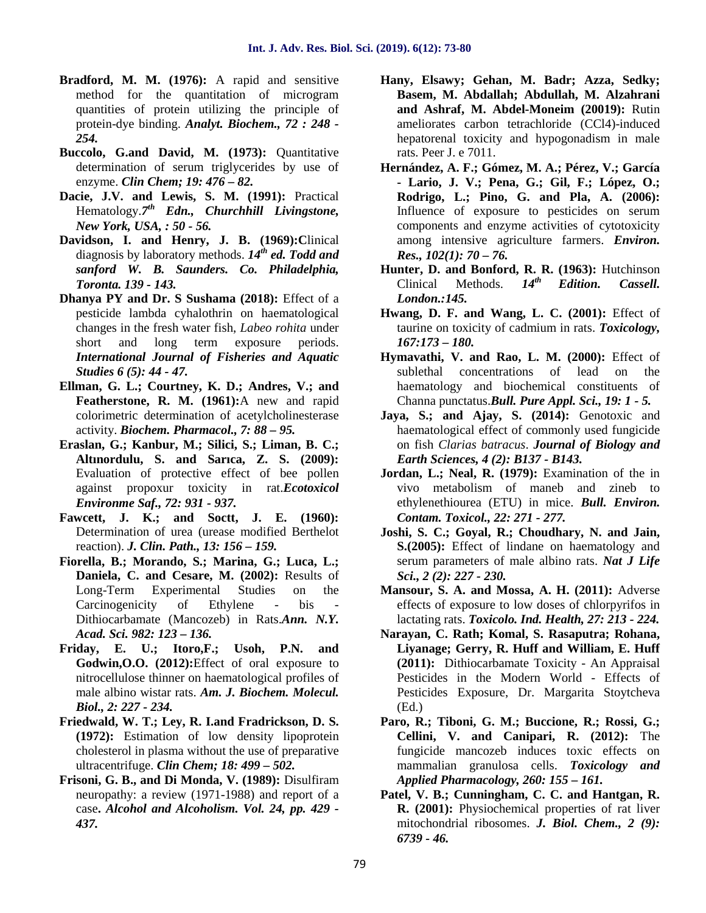**Bradford, M. M. (1976):** A rapid and sensitive method for the quantitation of microgram quantities of protein utilizing the principle of protein-dye binding. ***Analyt. Biochem., 72 : 248 - 254.***

**Buccolo, G.and David, M. (1973):** Quantitative determination of serum triglycerides by use of enzyme. ***Clin Chem; 19: 476 – 82.***

**Dacie, J.V. and Lewis, S. M. (1991):** Practical Hematology.***7th Edn., Churchhill Livingstone, New York, USA, : 50 - 56.***

**Davidson, I. and Henry, J. B. (1969):**Clinical diagnosis by laboratory methods. ***14th ed. Todd and sanford W. B. Saunders. Co. Philadelphia, Toronta. 139 - 143.***

**Dhanya PY and Dr. S Sushama (2018):** Effect of a pesticide lambda cyhalothrin on haematological changes in the fresh water fish, *Labeo rohita* under short and long term exposure periods. ***International Journal of Fisheries and Aquatic Studies 6 (5): 44 - 47.***

**Ellman, G. L.; Courtney, K. D.; Andres, V.; and Featherstone, R. M. (1961):**A new and rapid colorimetric determination of acetylcholinesterase activity. ***Biochem. Pharmacol., 7: 88 – 95.***

**Eraslan, G.; Kanbur, M.; Silici, S.; Liman, B. C.; Altınordulu, S. and Sarıca, Z. S. (2009):** Evaluation of protective effect of bee pollen against propoxur toxicity in rat.***Ecotoxicol Environme Saf., 72: 931 - 937.***

**Fawcett, J. K.; and Soctt, J. E. (1960):** Determination of urea (urease modified Berthelot reaction). ***J. Clin. Path., 13: 156 – 159.***

**Fiorella, B.; Morando, S.; Marina, G.; Luca, L.; Daniela, C. and Cesare, M. (2002):** Results of Long-Term Experimental Studies on the Carcinogenicity of Ethylene - bis - Dithiocarbamate (Mancozeb) in Rats.***Ann. N.Y. Acad. Sci. 982: 123 – 136.***

**Friday, E. U.; Itoro,F.; Usoh, P.N. and Godwin,O.O. (2012):**Effect of oral exposure to nitrocellulose thinner on haematological profiles of male albino wistar rats. ***Am. J. Biochem. Molecul. Biol., 2: 227 - 234.***

**Friedwald, W. T.; Ley, R. I.and Fradrickson, D. S. (1972):** Estimation of low density lipoprotein cholesterol in plasma without the use of preparative ultracentrifuge. ***Clin Chem; 18: 499 – 502.***

**Frisoni, G. B., and Di Monda, V. (1989):** Disulfiram neuropathy: a review (1971-1988) and report of a case**. *Alcohol and Alcoholism. Vol. 24, pp. 429 - 437.***

**Hany, Elsawy; Gehan, M. Badr; Azza, Sedky; Basem, M. Abdallah; Abdullah, M. Alzahrani and Ashraf, M. Abdel-Moneim (2019):** Rutin ameliorates carbon tetrachloride (CCl4)-induced hepatorenal toxicity and hypogonadism in male rats. Peer J. e 7011.

**Hernández, A. F.; Gómez, M. A.; Pérez, V.; García - Lario, J. V.; Pena, G.; Gil, F.; López, O.; Rodrigo, L.; Pino, G. and Pla, A. (2006):** Influence of exposure to pesticides on serum components and enzyme activities of cytotoxicity among intensive agriculture farmers. ***Environ. Res., 102(1): 70 – 76.***

**Hunter, D. and Bonford, R. R. (1963):** Hutchinson Clinical Methods. ***14th Edition. Cassell. London.:145.***

**Hwang, D. F. and Wang, L. C. (2001):** Effect of taurine on toxicity of cadmium in rats. ***Toxicology, 167:173 – 180.***

**Hymavathi, V. and Rao, L. M. (2000):** Effect of sublethal concentrations of lead on the haematology and biochemical constituents of Channa punctatus.***Bull. Pure Appl. Sci., 19: 1 - 5.***

**Jaya, S.; and Ajay, S. (2014):** Genotoxic and haematological effect of commonly used fungicide on fish *Clarias batracus*. ***Journal of Biology and Earth Sciences, 4 (2): B137 - B143.***

**Jordan, L.; Neal, R. (1979):** Examination of the in vivo metabolism of maneb and zineb to ethylenethiourea (ETU) in mice. ***Bull. Environ. Contam. Toxicol., 22: 271 - 277.***

**Joshi, S. C.; Goyal, R.; Choudhary, N. and Jain, S.(2005):** Effect of lindane on haematology and serum parameters of male albino rats. ***Nat J Life Sci., 2 (2): 227 - 230.***

**Mansour, S. A. and Mossa, A. H. (2011):** Adverse effects of exposure to low doses of chlorpyrifos in lactating rats. ***Toxicolo. Ind. Health, 27: 213 - 224.***

**Narayan, C. Rath; Komal, S. Rasaputra; Rohana, Liyanage; Gerry, R. Huff and William, E. Huff (2011):** Dithiocarbamate Toxicity - An Appraisal Pesticides in the Modern World - Effects of Pesticides Exposure, Dr. Margarita Stoytcheva (Ed.)

**Paro, R.; Tiboni, G. M.; Buccione, R.; Rossi, G.; Cellini, V. and Canipari, R. (2012):** The fungicide mancozeb induces toxic effects on mammalian granulosa cells. ***Toxicology and Applied Pharmacology, 260: 155 – 161.***

**Patel, V. B.; Cunningham, C. C. and Hantgan, R. R. (2001):** Physiochemical properties of rat liver mitochondrial ribosomes. ***J. Biol. Chem., 2 (9): 6739 - 46.***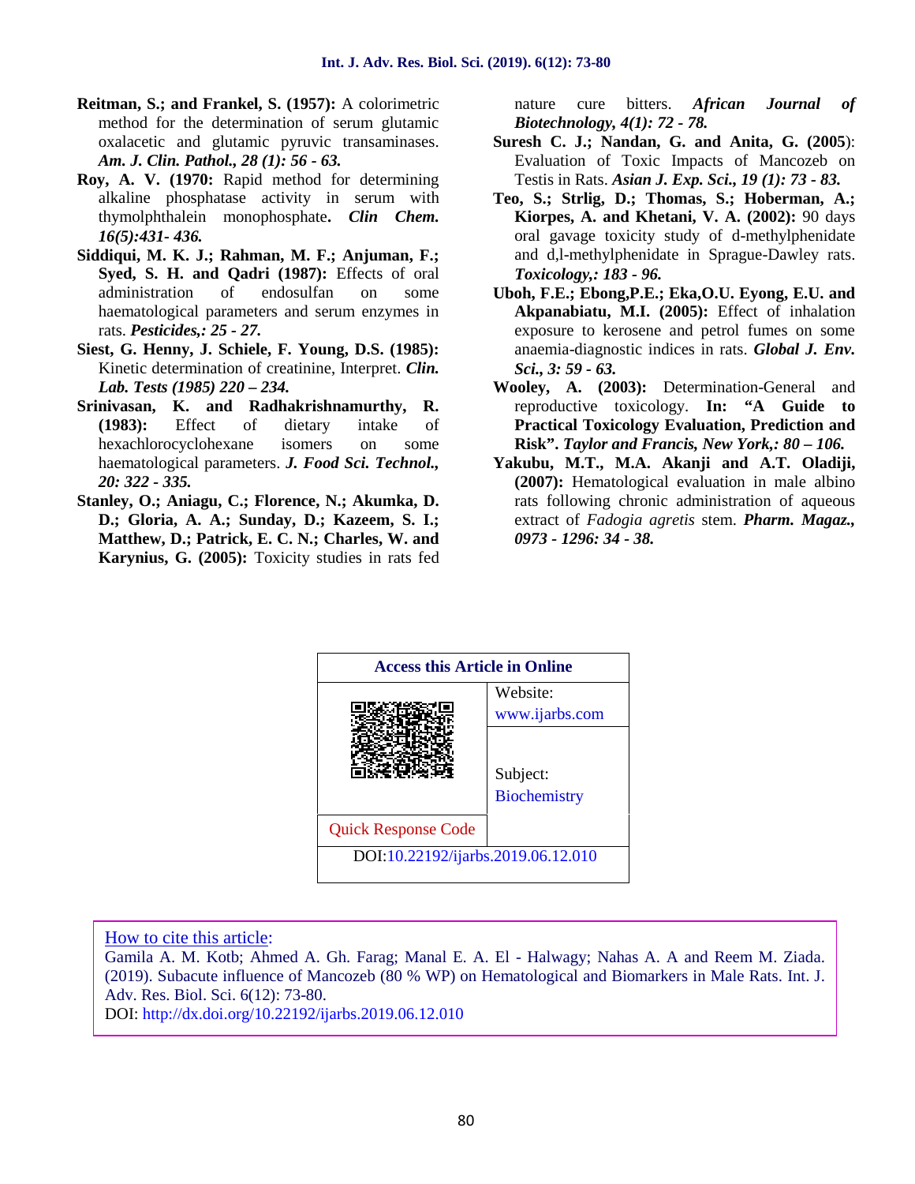**Reitman, S.; and Frankel, S. (1957):** A colorimetric method for the determination of serum glutamic oxalacetic and glutamic pyruvic transaminases. ***Am. J. Clin. Pathol., 28 (1): 56 - 63.***

**Roy, A. V. (1970:** Rapid method for determining alkaline phosphatase activity in serum with thymolphthalein monophosphate**. *Clin Chem. 16(5):431- 436.***

**Siddiqui, M. K. J.; Rahman, M. F.; Anjuman, F.; Syed, S. H. and Qadri (1987):** Effects of oral administration of endosulfan on some haematological parameters and serum enzymes in rats. ***Pesticides,: 25 - 27.***

**Siest, G. Henny, J. Schiele, F. Young, D.S. (1985):** Kinetic determination of creatinine, Interpret. ***Clin. Lab. Tests (1985) 220 – 234.***

**Srinivasan, K. and Radhakrishnamurthy, R. (1983):** Effect of dietary intake of hexachlorocyclohexane isomers on some haematological parameters. ***J. Food Sci. Technol., 20: 322 - 335.***

**Stanley, O.; Aniagu, C.; Florence, N.; Akumka, D. D.; Gloria, A. A.; Sunday, D.; Kazeem, S. I.; Matthew, D.; Patrick, E. C. N.; Charles, W. and Karynius, G. (2005):** Toxicity studies in rats fed nature cure bitters. ***African Journal of Biotechnology, 4(1): 72 - 78.***

**Suresh C. J.; Nandan, G. and Anita, G. (2005**): Evaluation of Toxic Impacts of Mancozeb on Testis in Rats. ***Asian J. Exp. Sci., 19 (1): 73 - 83.***

**Teo, S.; Strlig, D.; Thomas, S.; Hoberman, A.; Kiorpes, A. and Khetani, V. A. (2002):** 90 days oral gavage toxicity study of d-methylphenidate and d,l-methylphenidate in Sprague-Dawley rats. ***Toxicology,: 183 - 96.***

**Uboh, F.E.; Ebong,P.E.; Eka,O.U. Eyong, E.U. and Akpanabiatu, M.I. (2005):** Effect of inhalation exposure to kerosene and petrol fumes on some anaemia-diagnostic indices in rats. ***Global J. Env. Sci., 3: 59 - 63.***

**Wooley, A. (2003):** Determination-General and reproductive toxicology. **In: "A Guide to Practical Toxicology Evaluation, Prediction and Risk".** ***Taylor and Francis, New York,: 80 – 106.***

**Yakubu, M.T., M.A. Akanji and A.T. Oladiji, (2007):** Hematological evaluation in male albino rats following chronic administration of aqueous extract of *Fadogia agretis* stem. ***Pharm. Magaz., 0973 - 1296: 34 - 38.***

| Access this Article in Online | |
|---|---|
| | Website: www.ijarbs.com |
| | Subject: Biochemistry |
| Quick Response Code | |
| DOI:10.22192/ijarbs.2019.06.12.010 | |

How to cite this article:
Gamila A. M. Kotb; Ahmed A. Gh. Farag; Manal E. A. El - Halwagy; Nahas A. A and Reem M. Ziada. (2019). Subacute influence of Mancozeb (80 % WP) on Hematological and Biomarkers in Male Rats. Int. J. Adv. Res. Biol. Sci. 6(12): 73-80.
DOI: http://dx.doi.org/10.22192/ijarbs.2019.06.12.010